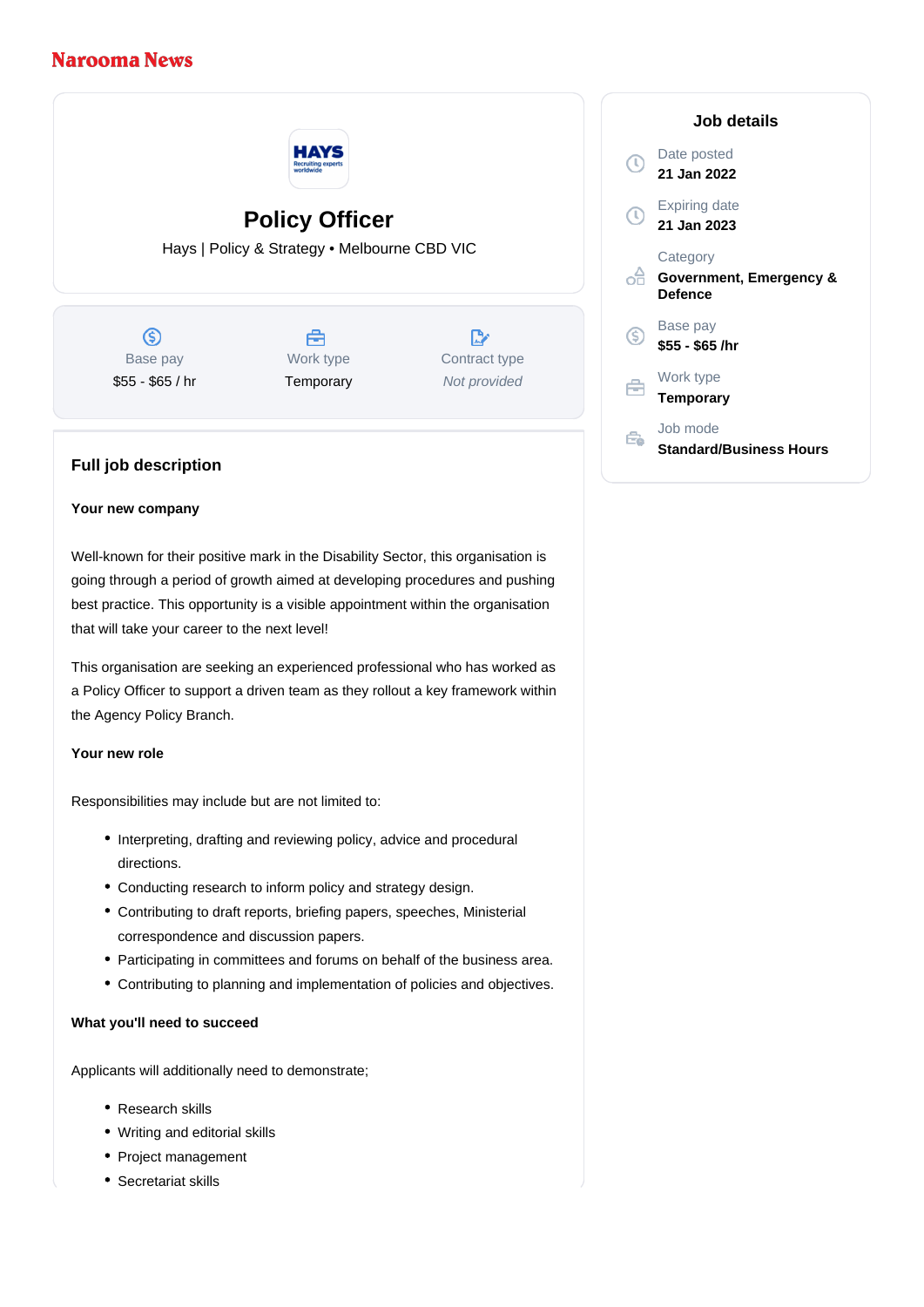Narooma News

# Policy Officer

Hays | Policy & Strategy • Melbourne CBD VIC

| Base pay | Work type | Contract type |
|---|---|---|
| $55 - $65 / hr | Temporary | *Not provided* |

## Job details

Date posted
**21 Jan 2022**

Expiring date
**21 Jan 2023**

Category
**Government, Emergency & Defence**

Base pay
**$55 - $65 /hr**

Work type
**Temporary**

Job mode
**Standard/Business Hours**

## Full job description

**Your new company**

Well-known for their positive mark in the Disability Sector, this organisation is going through a period of growth aimed at developing procedures and pushing best practice. This opportunity is a visible appointment within the organisation that will take your career to the next level!

This organisation are seeking an experienced professional who has worked as a Policy Officer to support a driven team as they rollout a key framework within the Agency Policy Branch.

**Your new role**

Responsibilities may include but are not limited to:

- Interpreting, drafting and reviewing policy, advice and procedural directions.
- Conducting research to inform policy and strategy design.
- Contributing to draft reports, briefing papers, speeches, Ministerial correspondence and discussion papers.
- Participating in committees and forums on behalf of the business area.
- Contributing to planning and implementation of policies and objectives.

**What you'll need to succeed**

Applicants will additionally need to demonstrate;

- Research skills
- Writing and editorial skills
- Project management
- Secretariat skills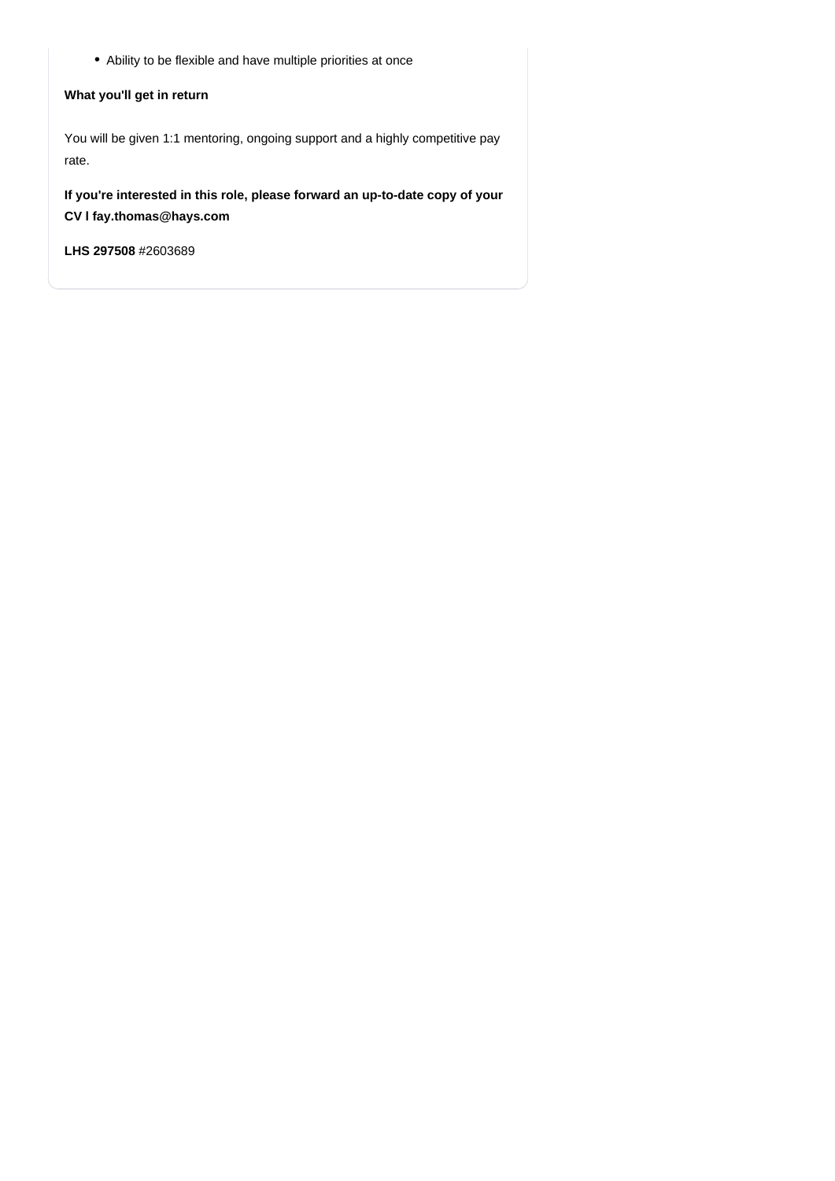- Ability to be flexible and have multiple priorities at once

**What you'll get in return**

You will be given 1:1 mentoring, ongoing support and a highly competitive pay rate.

**If you're interested in this role, please forward an up-to-date copy of your CV l fay.thomas@hays.com**

**LHS 297508** #2603689